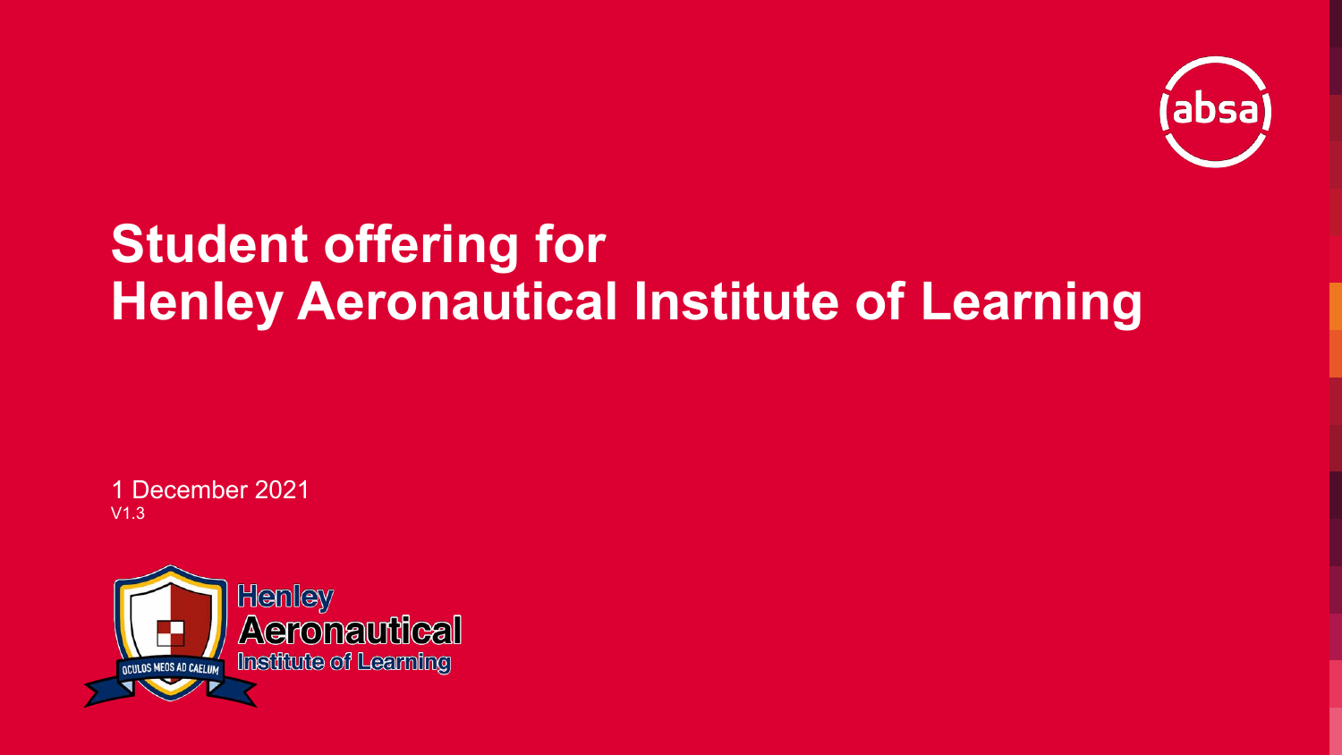# Student offering for Henley Aeronautical Institute of Learning

1 December 2021

V1.3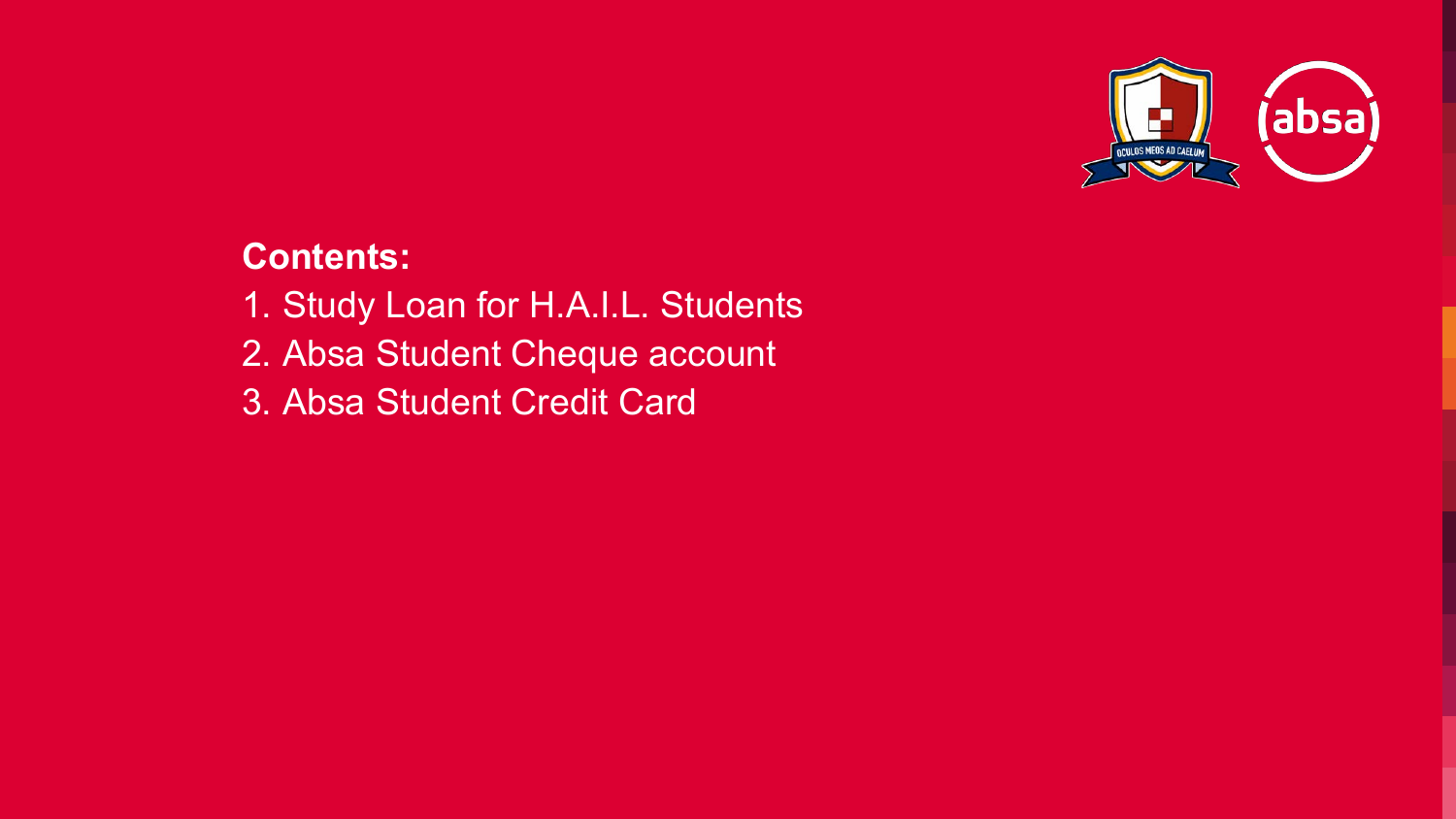**Contents:**

1. Study Loan for H.A.I.L. Students
2. Absa Student Cheque account
3. Absa Student Credit Card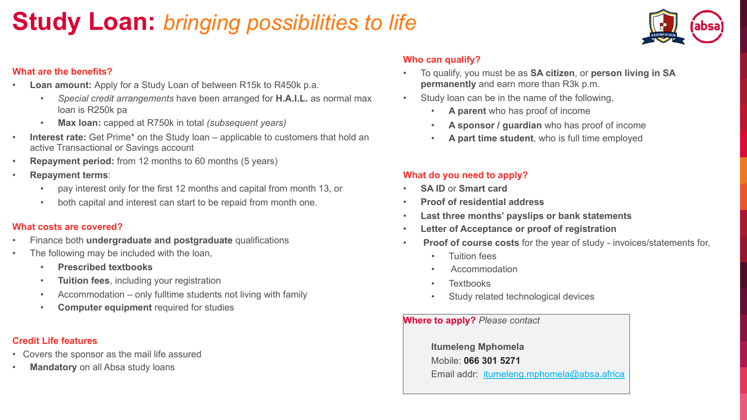# Study Loan: *bringing possibilities to life*

## What are the benefits?

- **Loan amount:** Apply for a Study Loan of between R15k to R450k p.a.
  - *Special credit arrangements* have been arranged for **H.A.I.L.** as normal max loan is R250k pa
  - **Max loan:** capped at R750k in total *(subsequent years)*
- **Interest rate:** Get Prime* on the Study loan – applicable to customers that hold an active Transactional or Savings account
- **Repayment period:** from 12 months to 60 months (5 years)
- **Repayment terms**:
  - pay interest only for the first 12 months and capital from month 13, or
  - both capital and interest can start to be repaid from month one.

## What costs are covered?

- Finance both **undergraduate and postgraduate** qualifications
- The following may be included with the loan,
  - **Prescribed textbooks**
  - **Tuition fees**, including your registration
  - Accommodation – only fulltime students not living with family
  - **Computer equipment** required for studies

## Credit Life features

- Covers the sponsor as the mail life assured
- **Mandatory** on all Absa study loans

## Who can qualify?

- To qualify, you must be as **SA citizen**, or **person living in SA permanently** and earn more than R3k p.m.
- Study loan can be in the name of the following,
  - **A parent** who has proof of income
  - **A sponsor / guardian** who has proof of income
  - **A part time student**, who is full time employed

## What do you need to apply?

- **SA ID** or **Smart card**
- **Proof of residential address**
- **Last three months' payslips or bank statements**
- **Letter of Acceptance or proof of registration**
- **Proof of course costs** for the year of study - invoices/statements for,
  - Tuition fees
  - Accommodation
  - Textbooks
  - Study related technological devices

## Where to apply? *Please contact*

**Itumeleng Mphomela**
Mobile: **066 301 5271**
Email addr: itumeleng.mphomela@absa.africa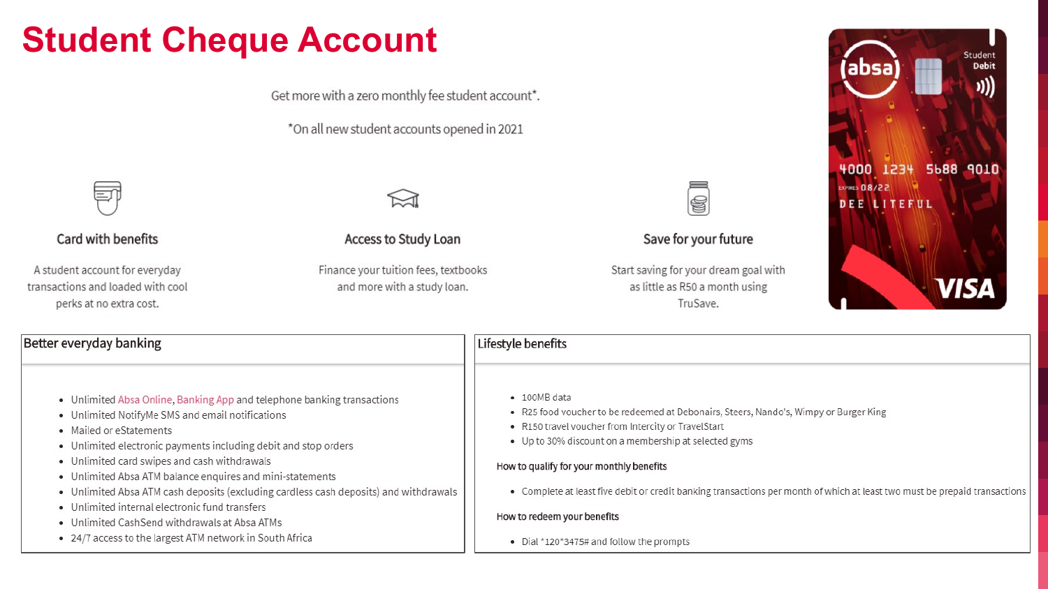# Student Cheque Account

Get more with a zero monthly fee student account*.

*On all new student accounts opened in 2021

### Card with benefits

A student account for everyday transactions and loaded with cool perks at no extra cost.

### Access to Study Loan

Finance your tuition fees, textbooks and more with a study loan.

### Save for your future

Start saving for your dream goal with as little as R50 a month using TruSave.

## Better everyday banking

- Unlimited Absa Online, Banking App and telephone banking transactions
- Unlimited NotifyMe SMS and email notifications
- Mailed or eStatements
- Unlimited electronic payments including debit and stop orders
- Unlimited card swipes and cash withdrawals
- Unlimited Absa ATM balance enquires and mini-statements
- Unlimited Absa ATM cash deposits (excluding cardless cash deposits) and withdrawals
- Unlimited internal electronic fund transfers
- Unlimited CashSend withdrawals at Absa ATMs
- 24/7 access to the largest ATM network in South Africa

## Lifestyle benefits

- 100MB data
- R25 food voucher to be redeemed at Debonairs, Steers, Nando's, Wimpy or Burger King
- R150 travel voucher from Intercity or TravelStart
- Up to 30% discount on a membership at selected gyms

How to qualify for your monthly benefits

- Complete at least five debit or credit banking transactions per month of which at least two must be prepaid transactions

How to redeem your benefits

- Dial *120*3475# and follow the prompts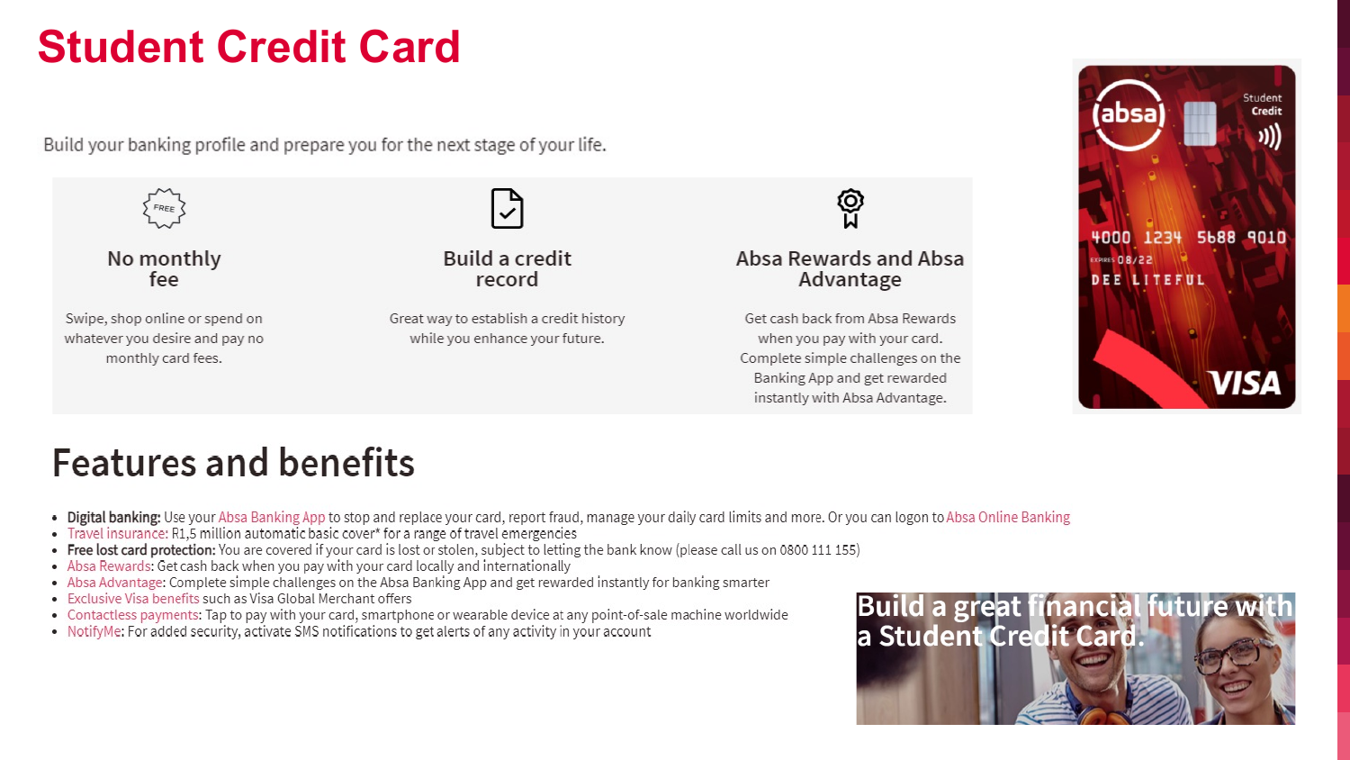# Student Credit Card

Build your banking profile and prepare you for the next stage of your life.

### No monthly fee

Swipe, shop online or spend on whatever you desire and pay no monthly card fees.

### Build a credit record

Great way to establish a credit history while you enhance your future.

### Absa Rewards and Absa Advantage

Get cash back from Absa Rewards when you pay with your card. Complete simple challenges on the Banking App and get rewarded instantly with Absa Advantage.

## Features and benefits

- **Digital banking:** Use your Absa Banking App to stop and replace your card, report fraud, manage your daily card limits and more. Or you can logon to Absa Online Banking
- Travel insurance: R1,5 million automatic basic cover* for a range of travel emergencies
- **Free lost card protection:** You are covered if your card is lost or stolen, subject to letting the bank know (please call us on 0800 111 155)
- Absa Rewards: Get cash back when you pay with your card locally and internationally
- Absa Advantage: Complete simple challenges on the Absa Banking App and get rewarded instantly for banking smarter
- Exclusive Visa benefits such as Visa Global Merchant offers
- Contactless payments: Tap to pay with your card, smartphone or wearable device at any point-of-sale machine worldwide
- NotifyMe: For added security, activate SMS notifications to get alerts of any activity in your account

Build a great financial future with a Student Credit Card.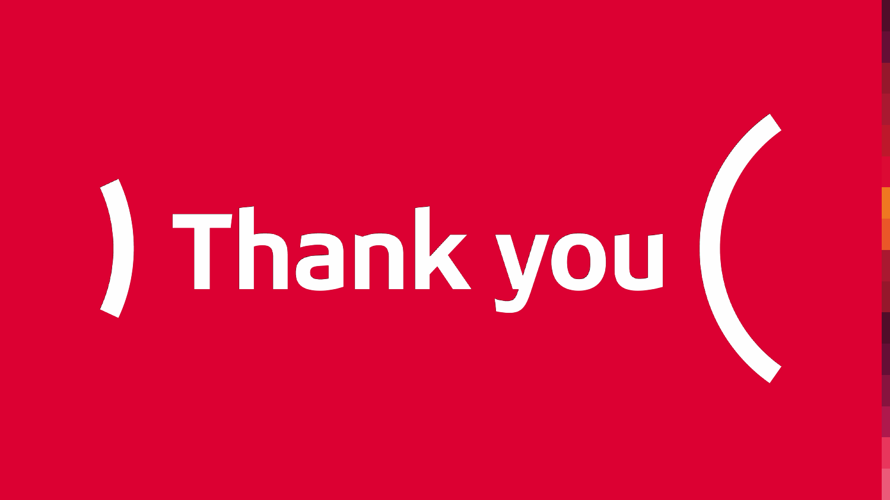# ) Thank you (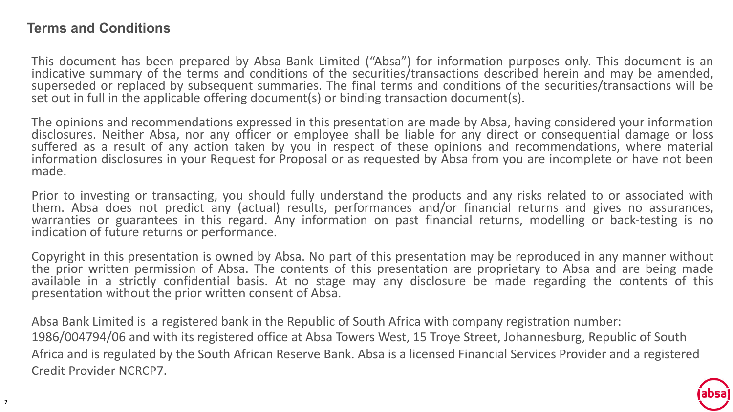## Terms and Conditions

This document has been prepared by Absa Bank Limited ("Absa") for information purposes only. This document is an indicative summary of the terms and conditions of the securities/transactions described herein and may be amended, superseded or replaced by subsequent summaries. The final terms and conditions of the securities/transactions will be set out in full in the applicable offering document(s) or binding transaction document(s).

The opinions and recommendations expressed in this presentation are made by Absa, having considered your information disclosures. Neither Absa, nor any officer or employee shall be liable for any direct or consequential damage or loss suffered as a result of any action taken by you in respect of these opinions and recommendations, where material information disclosures in your Request for Proposal or as requested by Absa from you are incomplete or have not been made.

Prior to investing or transacting, you should fully understand the products and any risks related to or associated with them. Absa does not predict any (actual) results, performances and/or financial returns and gives no assurances, warranties or guarantees in this regard. Any information on past financial returns, modelling or back-testing is no indication of future returns or performance.

Copyright in this presentation is owned by Absa. No part of this presentation may be reproduced in any manner without the prior written permission of Absa. The contents of this presentation are proprietary to Absa and are being made available in a strictly confidential basis. At no stage may any disclosure be made regarding the contents of this presentation without the prior written consent of Absa.

Absa Bank Limited is a registered bank in the Republic of South Africa with company registration number: 1986/004794/06 and with its registered office at Absa Towers West, 15 Troye Street, Johannesburg, Republic of South Africa and is regulated by the South African Reserve Bank. Absa is a licensed Financial Services Provider and a registered Credit Provider NCRCP7.